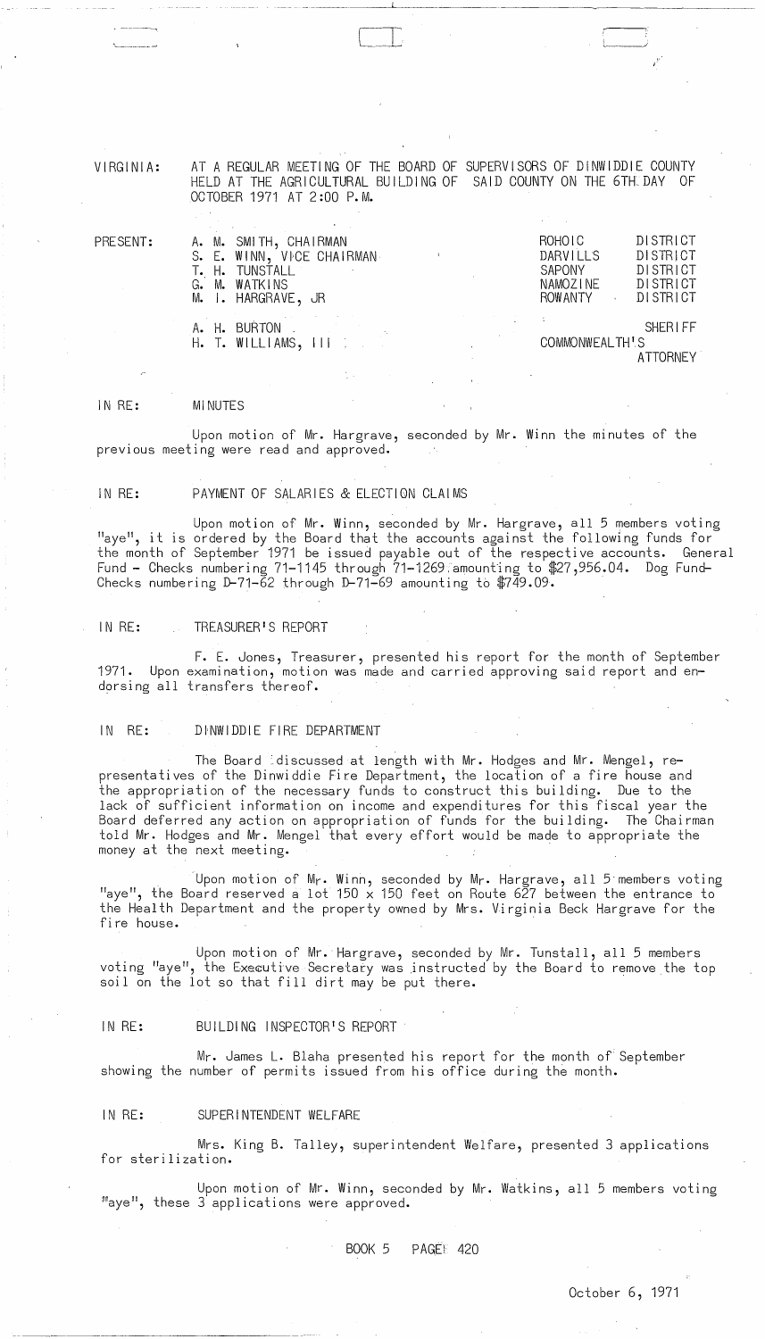VIRGINIA: AT A REGULAR MEETING OF THE BOARD OF SUPERVISORS OF DINWIDDIE COUNTY HELD AT THE AGRICULTURAL BUILDING OF SAID COUNTY ON THE 6TH DAY OF OCTOBER 1971 AT 2:00 P.M.

| PRESENT: | | |
|---|---|---|
| | A. M. SMITH, CHAIRMAN | ROHOIC DISTRICT |
| | S. E. WINN, VICE CHAIRMAN | DARVILLS DISTRICT |
| | T. H. TUNSTALL | SAPONY DISTRICT |
| | G. M. WATKINS | NAMOZINE DISTRICT |
| | M. I. HARGRAVE, JR | ROWANTY DISTRICT |
| | A. H. BURTON | SHERIFF |
| | H. T. WILLIAMS, III | COMMONWEALTH'S ATTORNEY |

IN RE: MINUTES

Upon motion of Mr. Hargrave, seconded by Mr. Winn the minutes of the previous meeting were read and approved.

IN RE: PAYMENT OF SALARIES & ELECTION CLAIMS

Upon motion of Mr. Winn, seconded by Mr. Hargrave, all 5 members voting "aye", it is ordered by the Board that the accounts against the following funds for the month of September 1971 be issued payable out of the respective accounts. General Fund - Checks numbering 71-1145 through 71-1269 amounting to $27,956.04. Dog Fund-Checks numbering D-71-62 through D-71-69 amounting to $749.09.

IN RE: TREASURER'S REPORT

F. E. Jones, Treasurer, presented his report for the month of September 1971. Upon examination, motion was made and carried approving said report and endorsing all transfers thereof.

IN RE: DINWIDDIE FIRE DEPARTMENT

The Board discussed at length with Mr. Hodges and Mr. Mengel, representatives of the Dinwiddie Fire Department, the location of a fire house and the appropriation of the necessary funds to construct this building. Due to the lack of sufficient information on income and expenditures for this fiscal year the Board deferred any action on appropriation of funds for the building. The Chairman told Mr. Hodges and Mr. Mengel that every effort would be made to appropriate the money at the next meeting.

Upon motion of Mr. Winn, seconded by Mr. Hargrave, all 5 members voting "aye", the Board reserved a lot 150 x 150 feet on Route 627 between the entrance to the Health Department and the property owned by Mrs. Virginia Beck Hargrave for the fire house.

Upon motion of Mr. Hargrave, seconded by Mr. Tunstall, all 5 members voting "aye", the Executive Secretary was instructed by the Board to remove the top soil on the lot so that fill dirt may be put there.

IN RE: BUILDING INSPECTOR'S REPORT

Mr. James L. Blaha presented his report for the month of September showing the number of permits issued from his office during the month.

IN RE: SUPERINTENDENT WELFARE

Mrs. King B. Talley, superintendent Welfare, presented 3 applications for sterilization.

Upon motion of Mr. Winn, seconded by Mr. Watkins, all 5 members voting "aye", these 3 applications were approved.

BOOK 5 PAGE 420

October 6, 1971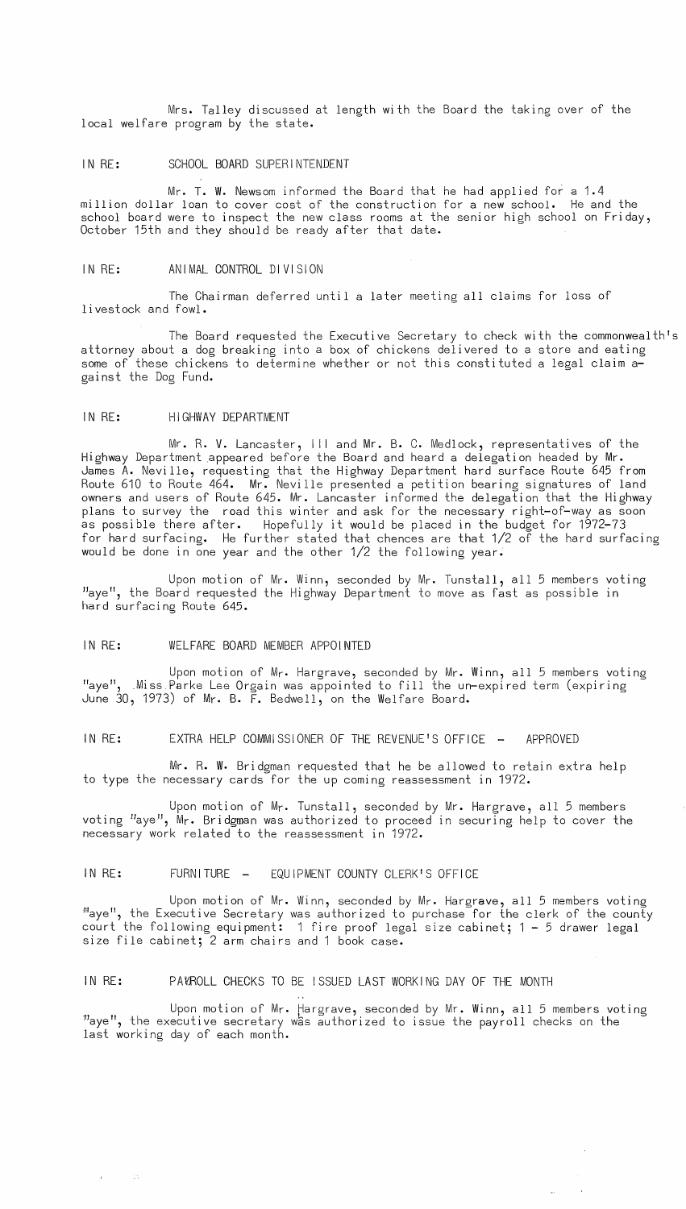Mrs. Talley discussed at length with the Board the taking over of the local welfare program by the state.

IN RE: SCHOOL BOARD SUPERINTENDENT

Mr. T. W. Newsom informed the Board that he had applied for a 1.4 million dollar loan to cover cost of the construction for a new school. He and the school board were to inspect the new class rooms at the senior high school on Friday, October 15th and they should be ready after that date.

IN RE: ANIMAL CONTROL DIVISION

The Chairman deferred until a later meeting all claims for loss of livestock and fowl.

The Board requested the Executive Secretary to check with the commonwealth's attorney about a dog breaking into a box of chickens delivered to a store and eating some of these chickens to determine whether or not this constituted a legal claim against the Dog Fund.

IN RE: HIGHWAY DEPARTMENT

Mr. R. V. Lancaster, III and Mr. B. C. Medlock, representatives of the Highway Department appeared before the Board and heard a delegation headed by Mr. James A. Neville, requesting that the Highway Department hard surface Route 645 from Route 610 to Route 464. Mr. Neville presented a petition bearing signatures of land owners and users of Route 645. Mr. Lancaster informed the delegation that the Highway plans to survey the road this winter and ask for the necessary right-of-way as soon as possible there after. Hopefully it would be placed in the budget for 1972-73 for hard surfacing. He further stated that chences are that 1/2 of the hard surfacing would be done in one year and the other 1/2 the following year.

Upon motion of Mr. Winn, seconded by Mr. Tunstall, all 5 members voting "aye", the Board requested the Highway Department to move as fast as possible in hard surfacing Route 645.

IN RE: WELFARE BOARD MEMBER APPOINTED

Upon motion of Mr. Hargrave, seconded by Mr. Winn, all 5 members voting "aye", Miss Parke Lee Orgain was appointed to fill the un-expired term (expiring June 30, 1973) of Mr. B. F. Bedwell, on the Welfare Board.

IN RE: EXTRA HELP COMMISSIONER OF THE REVENUE'S OFFICE - APPROVED

Mr. R. W. Bridgman requested that he be allowed to retain extra help to type the necessary cards for the up coming reassessment in 1972.

Upon motion of Mr. Tunstall, seconded by Mr. Hargrave, all 5 members voting "aye", Mr. Bridgman was authorized to proceed in securing help to cover the necessary work related to the reassessment in 1972.

IN RE: FURNITURE - EQUIPMENT COUNTY CLERK'S OFFICE

Upon motion of Mr. Winn, seconded by Mr. Hargrave, all 5 members voting "aye", the Executive Secretary was authorized to purchase for the clerk of the county court the following equipment: 1 fire proof legal size cabinet; 1 - 5 drawer legal size file cabinet; 2 arm chairs and 1 book case.

IN RE: PAYROLL CHECKS TO BE ISSUED LAST WORKING DAY OF THE MONTH

Upon motion of Mr. Hargrave, seconded by Mr. Winn, all 5 members voting "aye", the executive secretary was authorized to issue the payroll checks on the last working day of each month.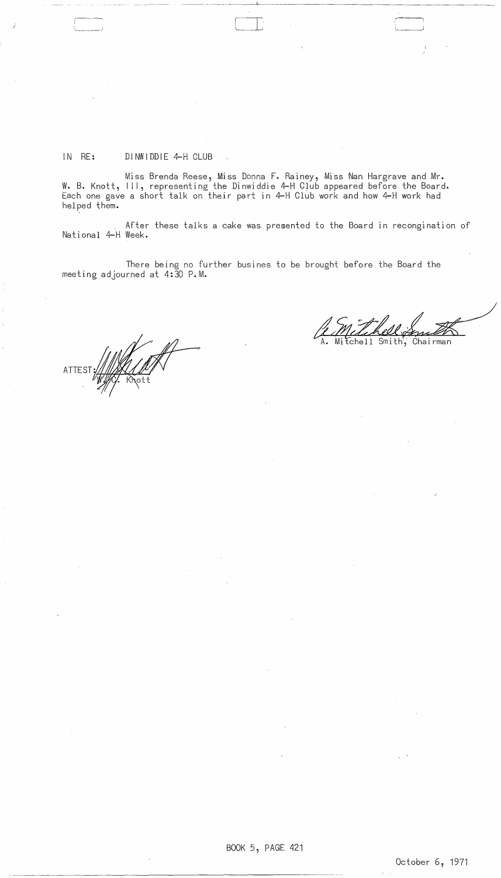IN RE: DINWIDDIE 4-H CLUB

Miss Brenda Reese, Miss Donna F. Rainey, Miss Nan Hargrave and Mr. W. B. Knott, III, representing the Dinwiddie 4-H Club appeared before the Board. Each one gave a short talk on their part in 4-H Club work and how 4-H work had helped them.

After these talks a cake was presented to the Board in recongination of National 4-H Week.

There being no further busines to be brought before the Board the meeting adjourned at 4:30 P.M.

A. Mitchell Smith, Chairman

ATTEST: W. C. Knott

BOOK 5, PAGE 421

October 6, 1971